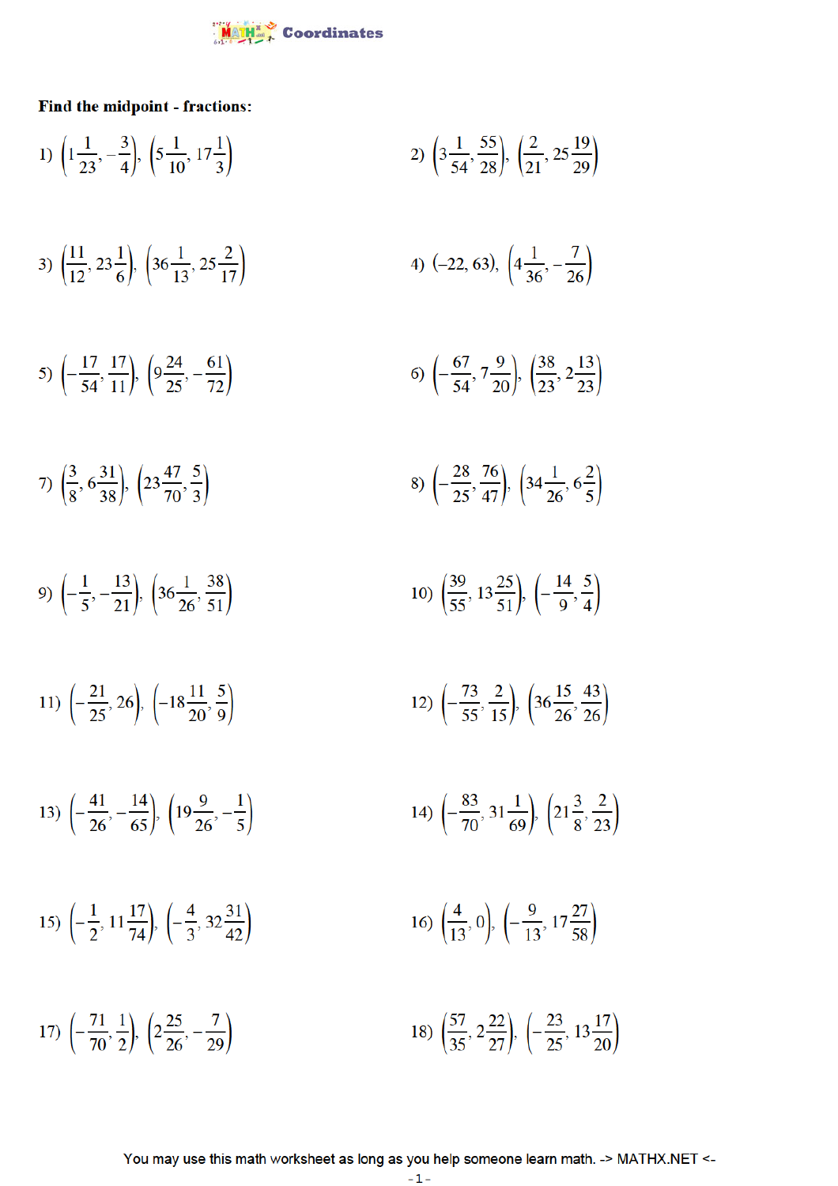# Coordinates

**Find the midpoint - fractions:**

1) $\left(1\frac{1}{23}, -\frac{3}{4}\right), \left(5\frac{1}{10}, 17\frac{1}{3}\right)$

2) $\left(3\frac{1}{54}, \frac{55}{28}\right), \left(\frac{2}{21}, 25\frac{19}{29}\right)$

3) $\left(\frac{11}{12}, 23\frac{1}{6}\right), \left(36\frac{1}{13}, 25\frac{2}{17}\right)$

4) $(-22, 63), \left(4\frac{1}{36}, -\frac{7}{26}\right)$

5) $\left(-\frac{17}{54}, \frac{17}{11}\right), \left(9\frac{24}{25}, -\frac{61}{72}\right)$

6) $\left(-\frac{67}{54}, 7\frac{9}{20}\right), \left(\frac{38}{23}, 2\frac{13}{23}\right)$

7) $\left(\frac{3}{8}, 6\frac{31}{38}\right), \left(23\frac{47}{70}, \frac{5}{3}\right)$

8) $\left(-\frac{28}{25}, \frac{76}{47}\right), \left(34\frac{1}{26}, 6\frac{2}{5}\right)$

9) $\left(-\frac{1}{5}, -\frac{13}{21}\right), \left(36\frac{1}{26}, \frac{38}{51}\right)$

10) $\left(\frac{39}{55}, 13\frac{25}{51}\right), \left(-\frac{14}{9}, \frac{5}{4}\right)$

11) $\left(-\frac{21}{25}, 26\right), \left(-18\frac{11}{20}, \frac{5}{9}\right)$

12) $\left(-\frac{73}{55}, \frac{2}{15}\right), \left(36\frac{15}{26}, \frac{43}{26}\right)$

13) $\left(-\frac{41}{26}, -\frac{14}{65}\right), \left(19\frac{9}{26}, -\frac{1}{5}\right)$

14) $\left(-\frac{83}{70}, 31\frac{1}{69}\right), \left(21\frac{3}{8}, \frac{2}{23}\right)$

15) $\left(-\frac{1}{2}, 11\frac{17}{74}\right), \left(-\frac{4}{3}, 32\frac{31}{42}\right)$

16) $\left(\frac{4}{13}, 0\right), \left(-\frac{9}{13}, 17\frac{27}{58}\right)$

17) $\left(-\frac{71}{70}, \frac{1}{2}\right), \left(2\frac{25}{26}, -\frac{7}{29}\right)$

18) $\left(\frac{57}{35}, 2\frac{22}{27}\right), \left(-\frac{23}{25}, 13\frac{17}{20}\right)$

You may use this math worksheet as long as you help someone learn math. -> MATHX.NET <-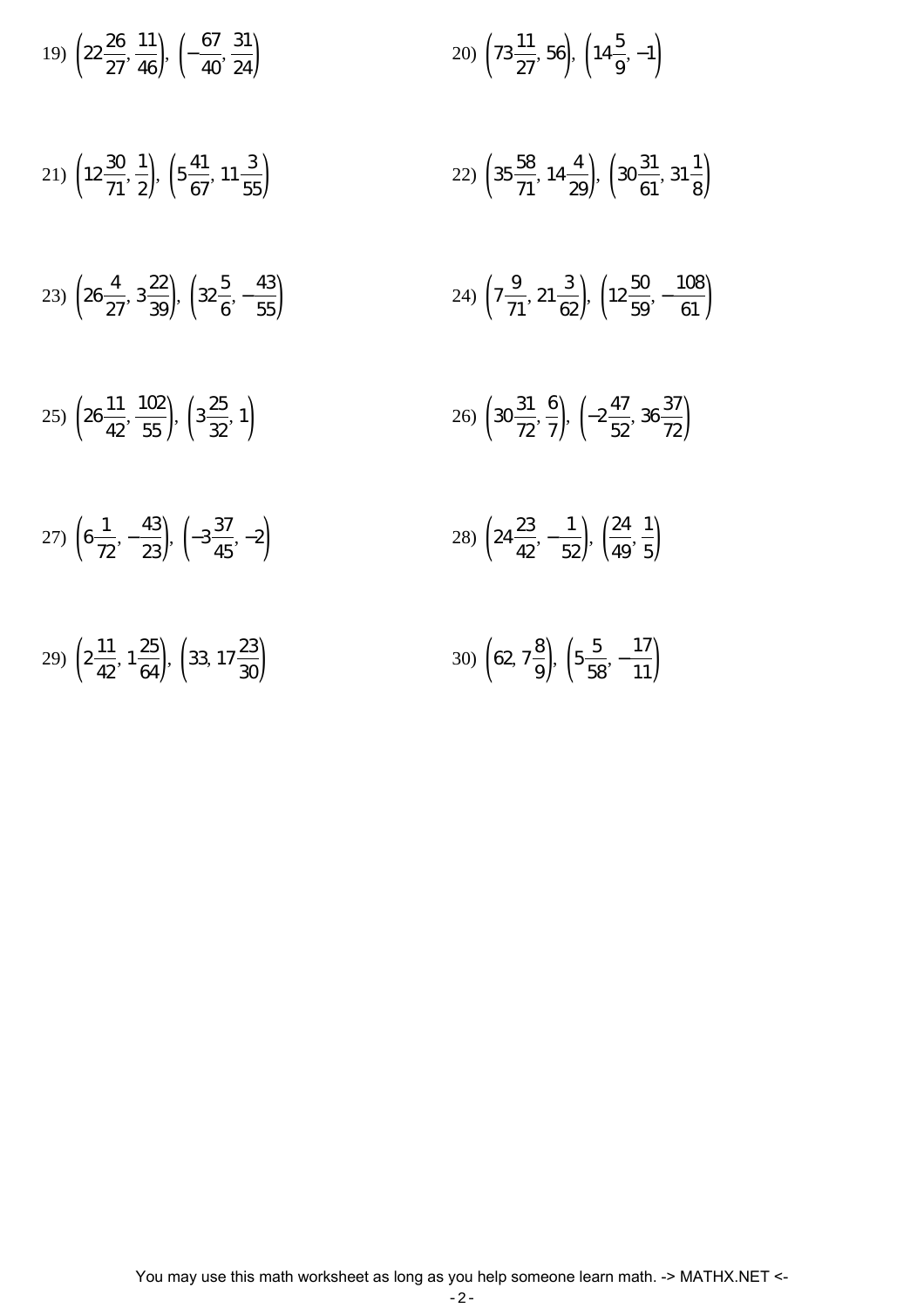19) $\left(22\frac{26}{27}, \frac{11}{46}\right), \left(-\frac{67}{40}, \frac{31}{24}\right)$

20) $\left(73\frac{11}{27}, 56\right), \left(14\frac{5}{9}, -1\right)$

21) $\left(12\frac{30}{71}, \frac{1}{2}\right), \left(5\frac{41}{67}, 11\frac{3}{55}\right)$

22) $\left(35\frac{58}{71}, 14\frac{4}{29}\right), \left(30\frac{31}{61}, 31\frac{1}{8}\right)$

23) $\left(26\frac{4}{27}, 3\frac{22}{39}\right), \left(32\frac{5}{6}, -\frac{43}{55}\right)$

24) $\left(7\frac{9}{71}, 21\frac{3}{62}\right), \left(12\frac{50}{59}, -\frac{108}{61}\right)$

25) $\left(26\frac{11}{42}, \frac{102}{55}\right), \left(3\frac{25}{32}, 1\right)$

26) $\left(30\frac{31}{72}, \frac{6}{7}\right), \left(-2\frac{47}{52}, 36\frac{37}{72}\right)$

27) $\left(6\frac{1}{72}, -\frac{43}{23}\right), \left(-3\frac{37}{45}, -2\right)$

28) $\left(24\frac{23}{42}, -\frac{1}{52}\right), \left(\frac{24}{49}, \frac{1}{5}\right)$

29) $\left(2\frac{11}{42}, 1\frac{25}{64}\right), \left(33, 17\frac{23}{30}\right)$

30) $\left(62, 7\frac{8}{9}\right), \left(5\frac{5}{58}, -\frac{17}{11}\right)$

You may use this math worksheet as long as you help someone learn math. -> MATHX.NET <-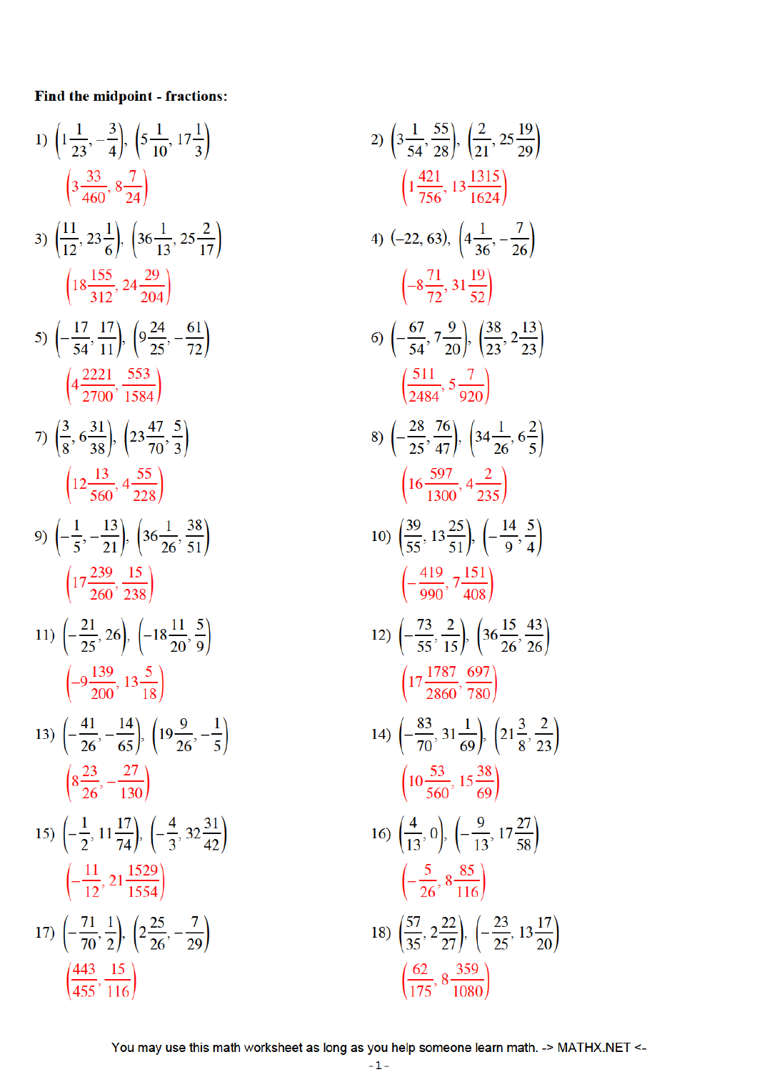**Find the midpoint - fractions:**

1) $\left(1\frac{1}{23}, -\frac{3}{4}\right), \left(5\frac{1}{10}, 17\frac{1}{3}\right)$

$\left(3\frac{33}{460}, 8\frac{7}{24}\right)$

2) $\left(3\frac{1}{54}, \frac{55}{28}\right), \left(\frac{2}{21}, 25\frac{19}{29}\right)$

$\left(1\frac{421}{756}, 13\frac{1315}{1624}\right)$

3) $\left(\frac{11}{12}, 23\frac{1}{6}\right), \left(36\frac{1}{13}, 25\frac{2}{17}\right)$

$\left(18\frac{155}{312}, 24\frac{29}{204}\right)$

4) $(-22, 63), \left(4\frac{1}{36}, -\frac{7}{26}\right)$

$\left(-8\frac{71}{72}, 31\frac{19}{52}\right)$

5) $\left(-\frac{17}{54}, \frac{17}{11}\right), \left(9\frac{24}{25}, -\frac{61}{72}\right)$

$\left(4\frac{2221}{2700}, \frac{553}{1584}\right)$

6) $\left(-\frac{67}{54}, 7\frac{9}{20}\right), \left(\frac{38}{23}, 2\frac{13}{23}\right)$

$\left(\frac{511}{2484}, 5\frac{7}{920}\right)$

7) $\left(\frac{3}{8}, 6\frac{31}{38}\right), \left(23\frac{47}{70}, \frac{5}{3}\right)$

$\left(12\frac{13}{560}, 4\frac{55}{228}\right)$

8) $\left(-\frac{28}{25}, \frac{76}{47}\right), \left(34\frac{1}{26}, 6\frac{2}{5}\right)$

$\left(16\frac{597}{1300}, 4\frac{2}{235}\right)$

9) $\left(-\frac{1}{5}, -\frac{13}{21}\right), \left(36\frac{1}{26}, \frac{38}{51}\right)$

$\left(17\frac{239}{260}, \frac{15}{238}\right)$

10) $\left(\frac{39}{55}, 13\frac{25}{51}\right), \left(-\frac{14}{9}, \frac{5}{4}\right)$

$\left(-\frac{419}{990}, 7\frac{151}{408}\right)$

11) $\left(-\frac{21}{25}, 26\right), \left(-18\frac{11}{20}, \frac{5}{9}\right)$

$\left(-9\frac{139}{200}, 13\frac{5}{18}\right)$

12) $\left(-\frac{73}{55}, \frac{2}{15}\right), \left(36\frac{15}{26}, \frac{43}{26}\right)$

$\left(17\frac{1787}{2860}, \frac{697}{780}\right)$

13) $\left(-\frac{41}{26}, -\frac{14}{65}\right), \left(19\frac{9}{26}, -\frac{1}{5}\right)$

$\left(8\frac{23}{26}, -\frac{27}{130}\right)$

14) $\left(-\frac{83}{70}, 31\frac{1}{69}\right), \left(21\frac{3}{8}, \frac{2}{23}\right)$

$\left(10\frac{53}{560}, 15\frac{38}{69}\right)$

15) $\left(-\frac{1}{2}, 11\frac{17}{74}\right), \left(-\frac{4}{3}, 32\frac{31}{42}\right)$

$\left(-\frac{11}{12}, 21\frac{1529}{1554}\right)$

16) $\left(\frac{4}{13}, 0\right), \left(-\frac{9}{13}, 17\frac{27}{58}\right)$

$\left(-\frac{5}{26}, 8\frac{85}{116}\right)$

17) $\left(-\frac{71}{70}, \frac{1}{2}\right), \left(2\frac{25}{26}, -\frac{7}{29}\right)$

$\left(\frac{443}{455}, \frac{15}{116}\right)$

18) $\left(\frac{57}{35}, 2\frac{22}{27}\right), \left(-\frac{23}{25}, 13\frac{17}{20}\right)$

$\left(\frac{62}{175}, 8\frac{359}{1080}\right)$

You may use this math worksheet as long as you help someone learn math. -> MATHX.NET <-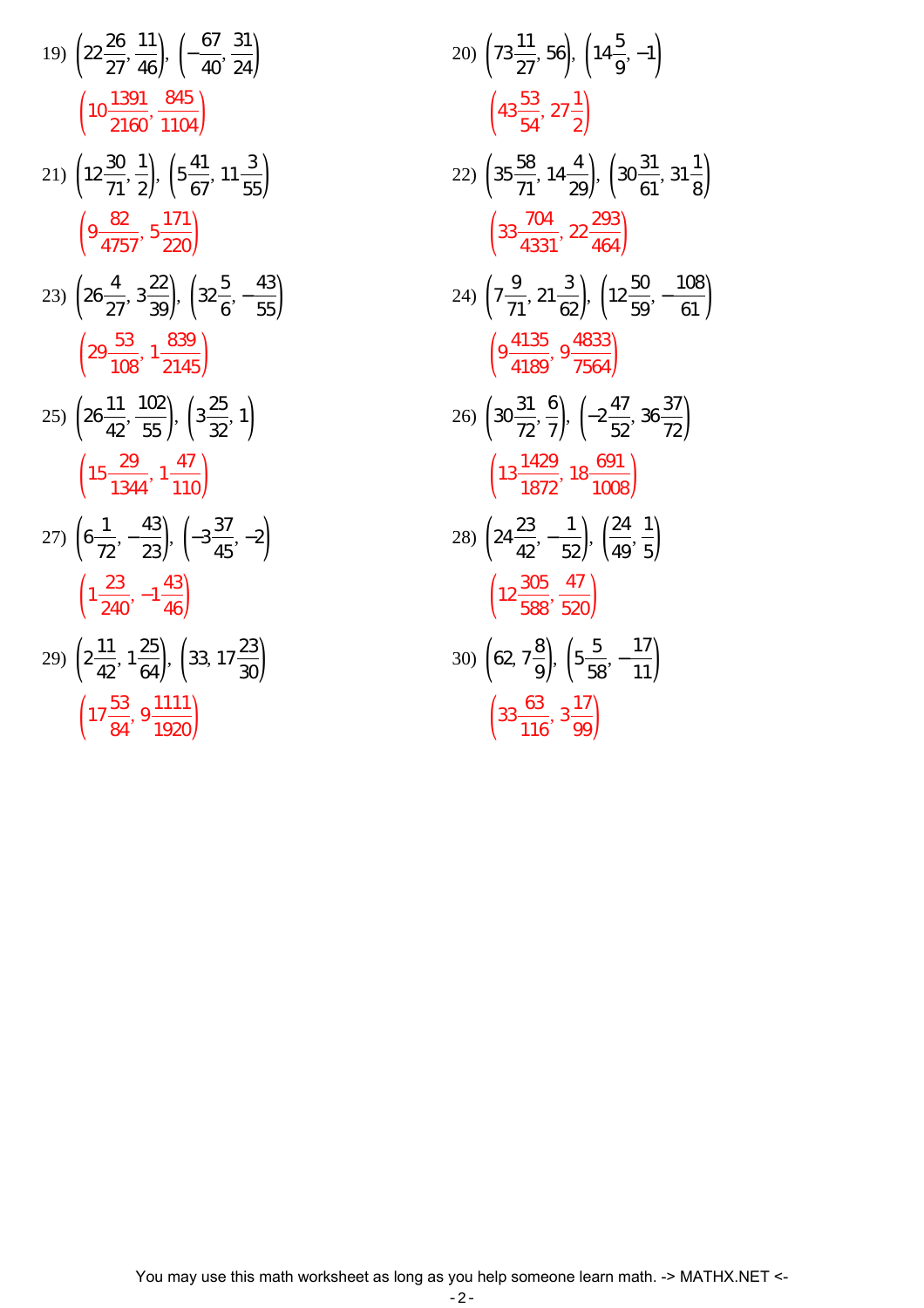19) $\left(22\frac{26}{27}, \frac{11}{46}\right), \left(-\frac{67}{40}, \frac{31}{24}\right)$

$\left(10\frac{1391}{2160}, \frac{845}{1104}\right)$

20) $\left(73\frac{11}{27}, 56\right), \left(14\frac{5}{9}, -1\right)$

$\left(43\frac{53}{54}, 27\frac{1}{2}\right)$

21) $\left(12\frac{30}{71}, \frac{1}{2}\right), \left(5\frac{41}{67}, 11\frac{3}{55}\right)$

$\left(9\frac{82}{4757}, 5\frac{171}{220}\right)$

22) $\left(35\frac{58}{71}, 14\frac{4}{29}\right), \left(30\frac{31}{61}, 31\frac{1}{8}\right)$

$\left(33\frac{704}{4331}, 22\frac{293}{464}\right)$

23) $\left(26\frac{4}{27}, 3\frac{22}{39}\right), \left(32\frac{5}{6}, -\frac{43}{55}\right)$

$\left(29\frac{53}{108}, 1\frac{839}{2145}\right)$

24) $\left(7\frac{9}{71}, 21\frac{3}{62}\right), \left(12\frac{50}{59}, -\frac{108}{61}\right)$

$\left(9\frac{4135}{4189}, 9\frac{4833}{7564}\right)$

25) $\left(26\frac{11}{42}, \frac{102}{55}\right), \left(3\frac{25}{32}, 1\right)$

$\left(15\frac{29}{1344}, 1\frac{47}{110}\right)$

26) $\left(30\frac{31}{72}, \frac{6}{7}\right), \left(-2\frac{47}{52}, 36\frac{37}{72}\right)$

$\left(13\frac{1429}{1872}, 18\frac{691}{1008}\right)$

27) $\left(6\frac{1}{72}, -\frac{43}{23}\right), \left(-3\frac{37}{45}, -2\right)$

$\left(1\frac{23}{240}, -1\frac{43}{46}\right)$

28) $\left(24\frac{23}{42}, -\frac{1}{52}\right), \left(\frac{24}{49}, \frac{1}{5}\right)$

$\left(12\frac{305}{588}, \frac{47}{520}\right)$

29) $\left(2\frac{11}{42}, 1\frac{25}{64}\right), \left(33, 17\frac{23}{30}\right)$

$\left(17\frac{53}{84}, 9\frac{1111}{1920}\right)$

30) $\left(62, 7\frac{8}{9}\right), \left(5\frac{5}{58}, -\frac{17}{11}\right)$

$\left(33\frac{63}{116}, 3\frac{17}{99}\right)$

You may use this math worksheet as long as you help someone learn math. -> MATHX.NET <-